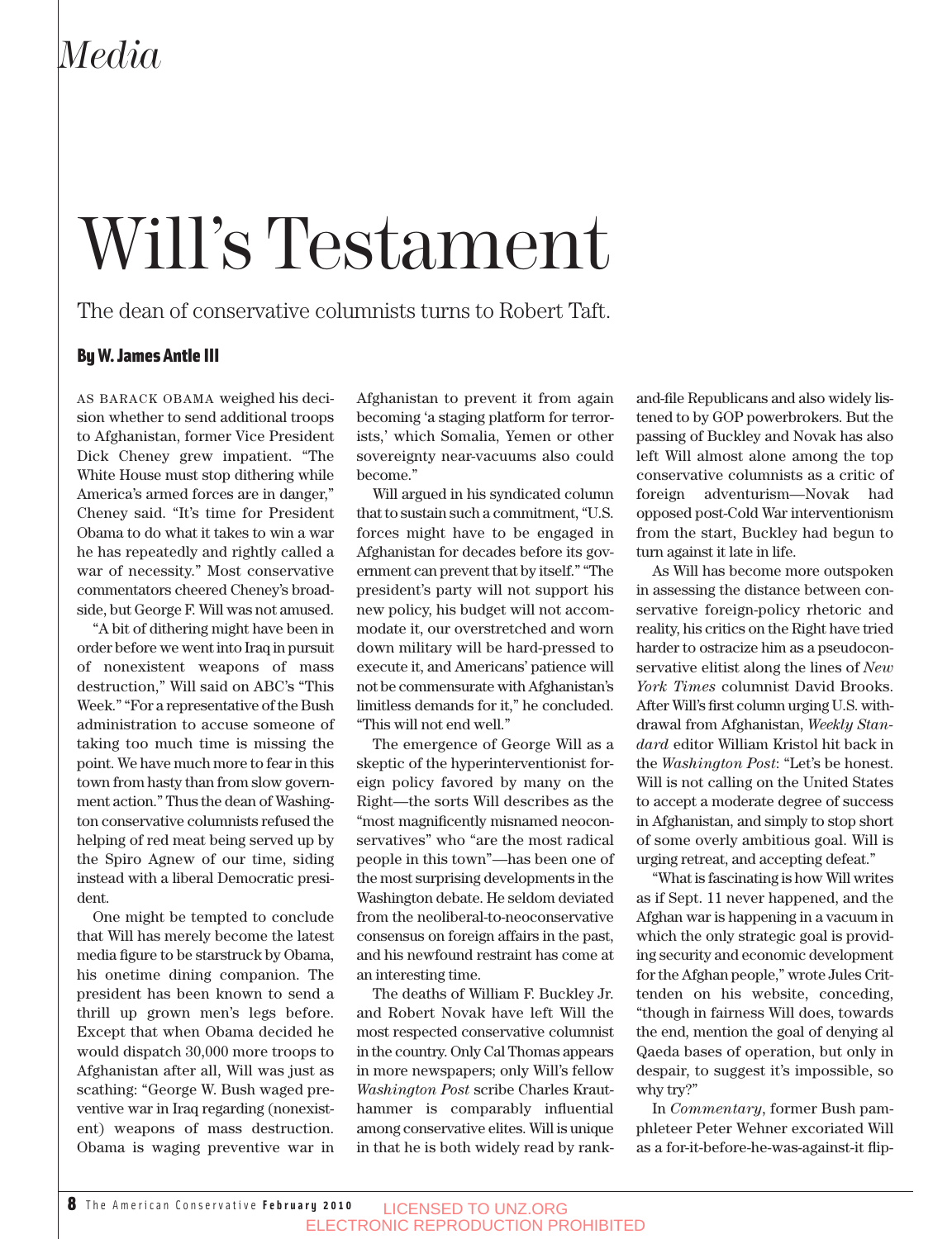*Media*

# Will's Testament

The dean of conservative columnists turns to Robert Taft.

**By W. James Antle III**

AS BARACK OBAMA weighed his decision whether to send additional troops to Afghanistan, former Vice President Dick Cheney grew impatient. "The White House must stop dithering while America's armed forces are in danger," Cheney said. "It's time for President Obama to do what it takes to win a war he has repeatedly and rightly called a war of necessity." Most conservative commentators cheered Cheney's broadside, but George F. Will was not amused.

"A bit of dithering might have been in order before we went into Iraq in pursuit of nonexistent weapons of mass destruction," Will said on ABC's "This Week." "For a representative of the Bush administration to accuse someone of taking too much time is missing the point. We have much more to fear in this town from hasty than from slow government action." Thus the dean of Washington conservative columnists refused the helping of red meat being served up by the Spiro Agnew of our time, siding instead with a liberal Democratic president.

One might be tempted to conclude that Will has merely become the latest media figure to be starstruck by Obama, his onetime dining companion. The president has been known to send a thrill up grown men's legs before. Except that when Obama decided he would dispatch 30,000 more troops to Afghanistan after all, Will was just as scathing: "George W. Bush waged preventive war in Iraq regarding (nonexistent) weapons of mass destruction. Obama is waging preventive war in Afghanistan to prevent it from again becoming 'a staging platform for terrorists,' which Somalia, Yemen or other sovereignty near-vacuums also could become."

Will argued in his syndicated column that to sustain such a commitment, "U.S. forces might have to be engaged in Afghanistan for decades before its government can prevent that by itself." "The president's party will not support his new policy, his budget will not accommodate it, our overstretched and worn down military will be hard-pressed to execute it, and Americans' patience will not be commensurate with Afghanistan's limitless demands for it," he concluded. "This will not end well."

The emergence of George Will as a skeptic of the hyperinterventionist foreign policy favored by many on the Right—the sorts Will describes as the "most magnificently misnamed neoconservatives" who "are the most radical people in this town"—has been one of the most surprising developments in the Washington debate. He seldom deviated from the neoliberal-to-neoconservative consensus on foreign affairs in the past, and his newfound restraint has come at an interesting time.

The deaths of William F. Buckley Jr. and Robert Novak have left Will the most respected conservative columnist in the country. Only Cal Thomas appears in more newspapers; only Will's fellow *Washington Post* scribe Charles Krauthammer is comparably influential among conservative elites. Will is unique in that he is both widely read by rank-and-file Republicans and also widely listened to by GOP powerbrokers. But the passing of Buckley and Novak has also left Will almost alone among the top conservative columnists as a critic of foreign adventurism—Novak had opposed post-Cold War interventionism from the start, Buckley had begun to turn against it late in life.

As Will has become more outspoken in assessing the distance between conservative foreign-policy rhetoric and reality, his critics on the Right have tried harder to ostracize him as a pseudoconservative elitist along the lines of *New York Times* columnist David Brooks. After Will's first column urging U.S. withdrawal from Afghanistan, *Weekly Standard* editor William Kristol hit back in the *Washington Post*: "Let's be honest. Will is not calling on the United States to accept a moderate degree of success in Afghanistan, and simply to stop short of some overly ambitious goal. Will is urging retreat, and accepting defeat."

"What is fascinating is how Will writes as if Sept. 11 never happened, and the Afghan war is happening in a vacuum in which the only strategic goal is providing security and economic development for the Afghan people," wrote Jules Crittenden on his website, conceding, "though in fairness Will does, towards the end, mention the goal of denying al Qaeda bases of operation, but only in despair, to suggest it's impossible, so why try?"

In *Commentary*, former Bush pamphleteer Peter Wehner excoriated Will as a for-it-before-he-was-against-it flip-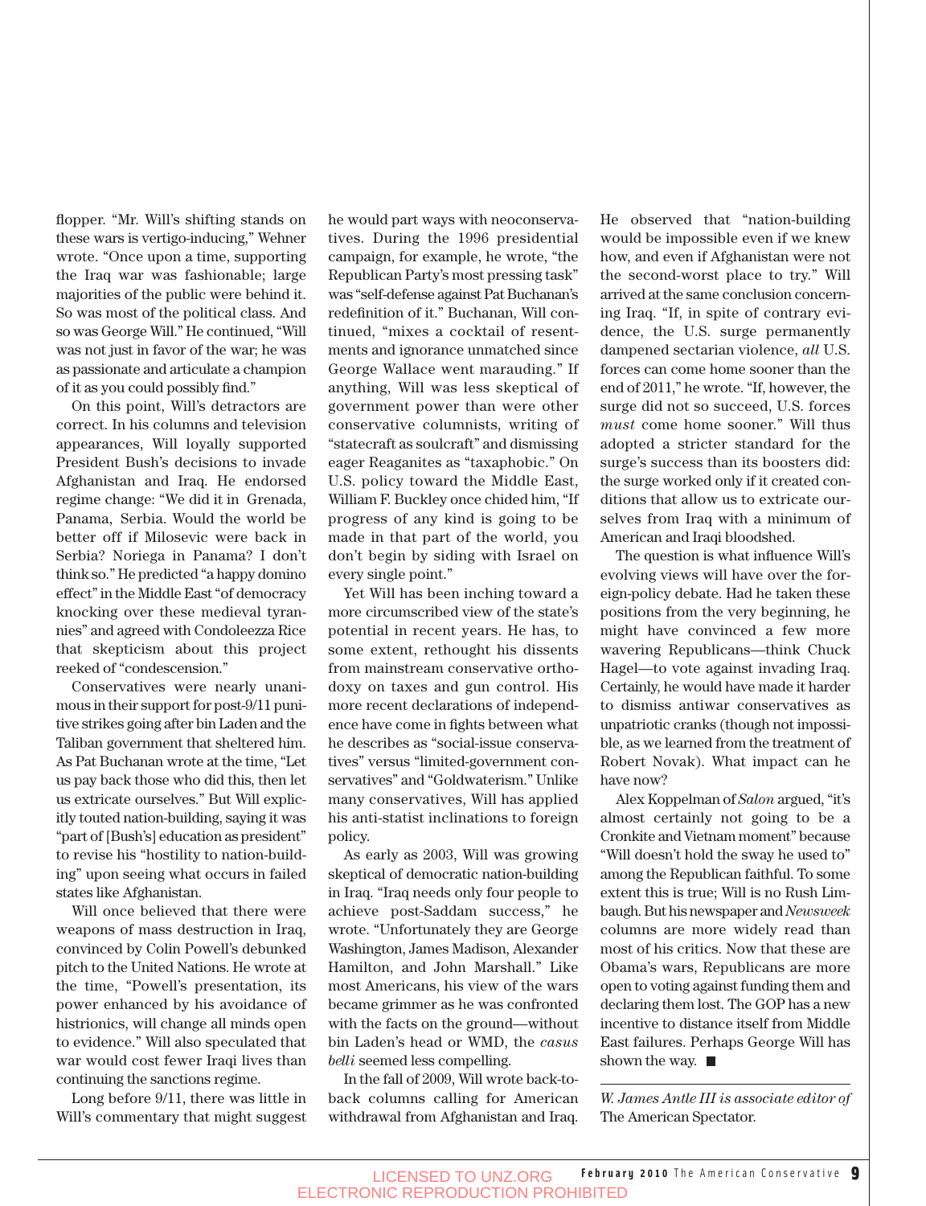flopper. "Mr. Will's shifting stands on these wars is vertigo-inducing," Wehner wrote. "Once upon a time, supporting the Iraq war was fashionable; large majorities of the public were behind it. So was most of the political class. And so was George Will." He continued, "Will was not just in favor of the war; he was as passionate and articulate a champion of it as you could possibly find."

On this point, Will's detractors are correct. In his columns and television appearances, Will loyally supported President Bush's decisions to invade Afghanistan and Iraq. He endorsed regime change: "We did it in Grenada, Panama, Serbia. Would the world be better off if Milosevic were back in Serbia? Noriega in Panama? I don't think so." He predicted "a happy domino effect" in the Middle East "of democracy knocking over these medieval tyrannies" and agreed with Condoleezza Rice that skepticism about this project reeked of "condescension."

Conservatives were nearly unanimous in their support for post-9/11 punitive strikes going after bin Laden and the Taliban government that sheltered him. As Pat Buchanan wrote at the time, "Let us pay back those who did this, then let us extricate ourselves." But Will explicitly touted nation-building, saying it was "part of [Bush's] education as president" to revise his "hostility to nation-building" upon seeing what occurs in failed states like Afghanistan.

Will once believed that there were weapons of mass destruction in Iraq, convinced by Colin Powell's debunked pitch to the United Nations. He wrote at the time, "Powell's presentation, its power enhanced by his avoidance of histrionics, will change all minds open to evidence." Will also speculated that war would cost fewer Iraqi lives than continuing the sanctions regime.

Long before 9/11, there was little in Will's commentary that might suggest he would part ways with neoconservatives. During the 1996 presidential campaign, for example, he wrote, "the Republican Party's most pressing task" was "self-defense against Pat Buchanan's redefinition of it." Buchanan, Will continued, "mixes a cocktail of resentments and ignorance unmatched since George Wallace went marauding." If anything, Will was less skeptical of government power than were other conservative columnists, writing of "statecraft as soulcraft" and dismissing eager Reaganites as "taxaphobic." On U.S. policy toward the Middle East, William F. Buckley once chided him, "If progress of any kind is going to be made in that part of the world, you don't begin by siding with Israel on every single point."

Yet Will has been inching toward a more circumscribed view of the state's potential in recent years. He has, to some extent, rethought his dissents from mainstream conservative orthodoxy on taxes and gun control. His more recent declarations of independence have come in fights between what he describes as "social-issue conservatives" versus "limited-government conservatives" and "Goldwaterism." Unlike many conservatives, Will has applied his anti-statist inclinations to foreign policy.

As early as 2003, Will was growing skeptical of democratic nation-building in Iraq. "Iraq needs only four people to achieve post-Saddam success," he wrote. "Unfortunately they are George Washington, James Madison, Alexander Hamilton, and John Marshall." Like most Americans, his view of the wars became grimmer as he was confronted with the facts on the ground—without bin Laden's head or WMD, the *casus belli* seemed less compelling.

In the fall of 2009, Will wrote back-to-back columns calling for American withdrawal from Afghanistan and Iraq. He observed that "nation-building would be impossible even if we knew how, and even if Afghanistan were not the second-worst place to try." Will arrived at the same conclusion concerning Iraq. "If, in spite of contrary evidence, the U.S. surge permanently dampened sectarian violence, *all* U.S. forces can come home sooner than the end of 2011," he wrote. "If, however, the surge did not so succeed, U.S. forces *must* come home sooner." Will thus adopted a stricter standard for the surge's success than its boosters did: the surge worked only if it created conditions that allow us to extricate ourselves from Iraq with a minimum of American and Iraqi bloodshed.

The question is what influence Will's evolving views will have over the foreign-policy debate. Had he taken these positions from the very beginning, he might have convinced a few more wavering Republicans—think Chuck Hagel—to vote against invading Iraq. Certainly, he would have made it harder to dismiss antiwar conservatives as unpatriotic cranks (though not impossible, as we learned from the treatment of Robert Novak). What impact can he have now?

Alex Koppelman of *Salon* argued, "it's almost certainly not going to be a Cronkite and Vietnam moment" because "Will doesn't hold the sway he used to" among the Republican faithful. To some extent this is true; Will is no Rush Limbaugh. But his newspaper and *Newsweek* columns are more widely read than most of his critics. Now that these are Obama's wars, Republicans are more open to voting against funding them and declaring them lost. The GOP has a new incentive to distance itself from Middle East failures. Perhaps George Will has shown the way. ■

---

*W. James Antle III is associate editor of* The American Spectator.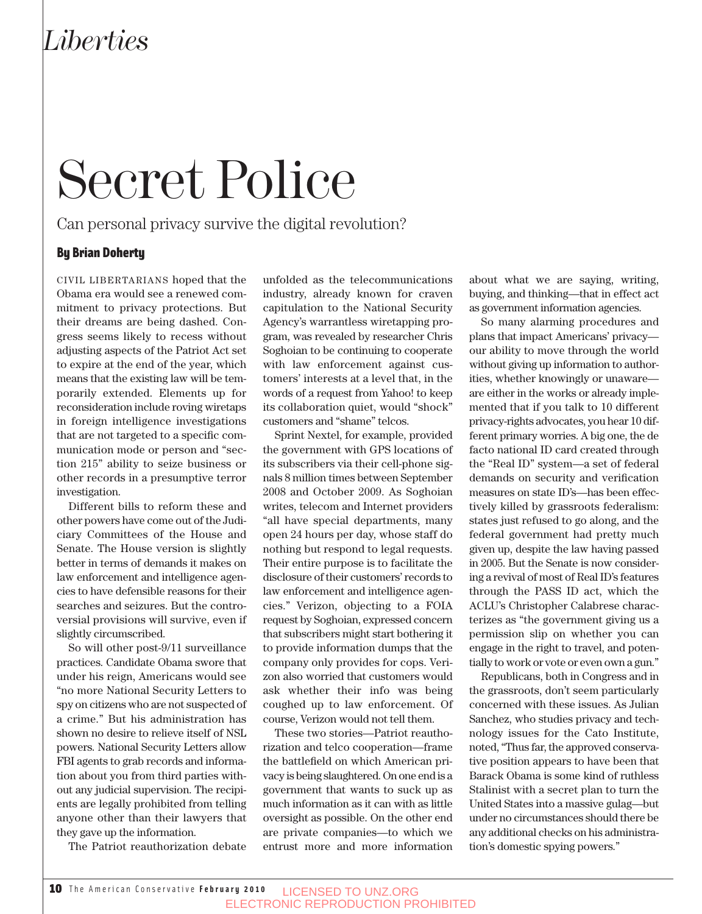*Liberties*

# Secret Police

Can personal privacy survive the digital revolution?

**By Brian Doherty**

CIVIL LIBERTARIANS hoped that the Obama era would see a renewed commitment to privacy protections. But their dreams are being dashed. Congress seems likely to recess without adjusting aspects of the Patriot Act set to expire at the end of the year, which means that the existing law will be temporarily extended. Elements up for reconsideration include roving wiretaps in foreign intelligence investigations that are not targeted to a specific communication mode or person and "section 215" ability to seize business or other records in a presumptive terror investigation.

Different bills to reform these and other powers have come out of the Judiciary Committees of the House and Senate. The House version is slightly better in terms of demands it makes on law enforcement and intelligence agencies to have defensible reasons for their searches and seizures. But the controversial provisions will survive, even if slightly circumscribed.

So will other post-9/11 surveillance practices. Candidate Obama swore that under his reign, Americans would see "no more National Security Letters to spy on citizens who are not suspected of a crime." But his administration has shown no desire to relieve itself of NSL powers. National Security Letters allow FBI agents to grab records and information about you from third parties without any judicial supervision. The recipients are legally prohibited from telling anyone other than their lawyers that they gave up the information.

The Patriot reauthorization debate unfolded as the telecommunications industry, already known for craven capitulation to the National Security Agency's warrantless wiretapping program, was revealed by researcher Chris Soghoian to be continuing to cooperate with law enforcement against customers' interests at a level that, in the words of a request from Yahoo! to keep its collaboration quiet, would "shock" customers and "shame" telcos.

Sprint Nextel, for example, provided the government with GPS locations of its subscribers via their cell-phone signals 8 million times between September 2008 and October 2009. As Soghoian writes, telecom and Internet providers "all have special departments, many open 24 hours per day, whose staff do nothing but respond to legal requests. Their entire purpose is to facilitate the disclosure of their customers' records to law enforcement and intelligence agencies." Verizon, objecting to a FOIA request by Soghoian, expressed concern that subscribers might start bothering it to provide information dumps that the company only provides for cops. Verizon also worried that customers would ask whether their info was being coughed up to law enforcement. Of course, Verizon would not tell them.

These two stories—Patriot reauthorization and telco cooperation—frame the battlefield on which American privacy is being slaughtered. On one end is a government that wants to suck up as much information as it can with as little oversight as possible. On the other end are private companies—to which we entrust more and more information about what we are saying, writing, buying, and thinking—that in effect act as government information agencies.

So many alarming procedures and plans that impact Americans' privacy—our ability to move through the world without giving up information to authorities, whether knowingly or unaware—are either in the works or already implemented that if you talk to 10 different privacy-rights advocates, you hear 10 different primary worries. A big one, the de facto national ID card created through the "Real ID" system—a set of federal demands on security and verification measures on state ID's—has been effectively killed by grassroots federalism: states just refused to go along, and the federal government had pretty much given up, despite the law having passed in 2005. But the Senate is now considering a revival of most of Real ID's features through the PASS ID act, which the ACLU's Christopher Calabrese characterizes as "the government giving us a permission slip on whether you can engage in the right to travel, and potentially to work or vote or even own a gun."

Republicans, both in Congress and in the grassroots, don't seem particularly concerned with these issues. As Julian Sanchez, who studies privacy and technology issues for the Cato Institute, noted, "Thus far, the approved conservative position appears to have been that Barack Obama is some kind of ruthless Stalinist with a secret plan to turn the United States into a massive gulag—but under no circumstances should there be any additional checks on his administration's domestic spying powers."